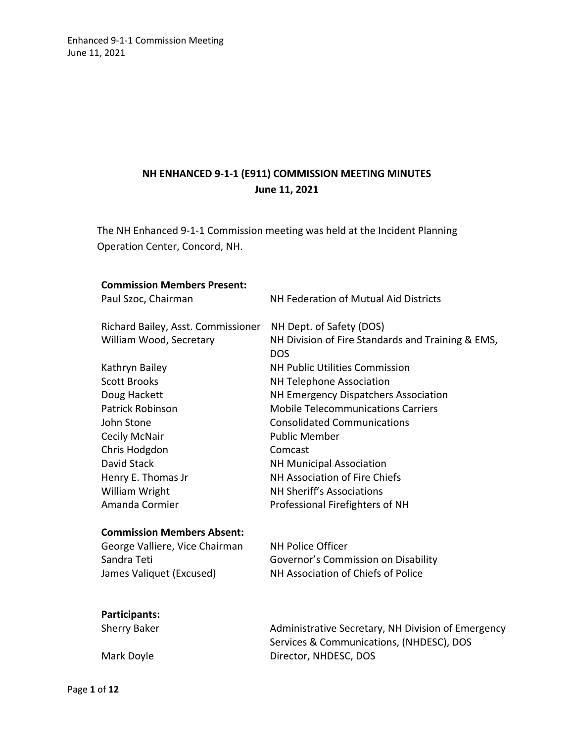# NH ENHANCED 9-1-1 (E911) COMMISSION MEETING MINUTES
## June 11, 2021

The NH Enhanced 9-1-1 Commission meeting was held at the Incident Planning Operation Center, Concord, NH.

**Commission Members Present:**

| | |
|---|---|
| Paul Szoc, Chairman | NH Federation of Mutual Aid Districts |
| Richard Bailey, Asst. Commissioner | NH Dept. of Safety (DOS) |
| William Wood, Secretary | NH Division of Fire Standards and Training & EMS, DOS |
| Kathryn Bailey | NH Public Utilities Commission |
| Scott Brooks | NH Telephone Association |
| Doug Hackett | NH Emergency Dispatchers Association |
| Patrick Robinson | Mobile Telecommunications Carriers |
| John Stone | Consolidated Communications |
| Cecily McNair | Public Member |
| Chris Hodgdon | Comcast |
| David Stack | NH Municipal Association |
| Henry E. Thomas Jr | NH Association of Fire Chiefs |
| William Wright | NH Sheriff's Associations |
| Amanda Cormier | Professional Firefighters of NH |

**Commission Members Absent:**

| | |
|---|---|
| George Valliere, Vice Chairman | NH Police Officer |
| Sandra Teti | Governor's Commission on Disability |
| James Valiquet (Excused) | NH Association of Chiefs of Police |

**Participants:**

| | |
|---|---|
| Sherry Baker | Administrative Secretary, NH Division of Emergency Services & Communications, (NHDESC), DOS |
| Mark Doyle | Director, NHDESC, DOS |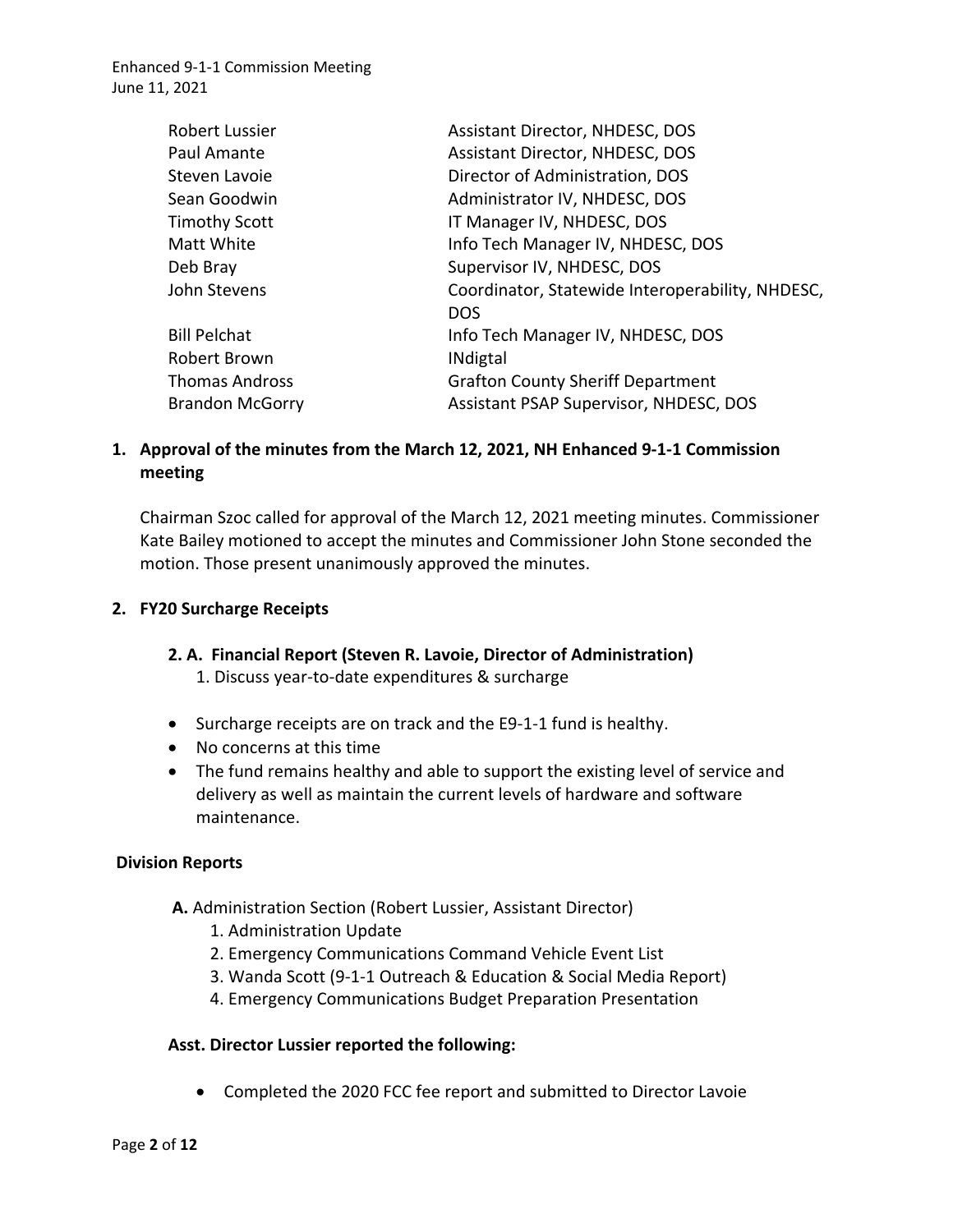| | |
|---|---|
| Robert Lussier | Assistant Director, NHDESC, DOS |
| Paul Amante | Assistant Director, NHDESC, DOS |
| Steven Lavoie | Director of Administration, DOS |
| Sean Goodwin | Administrator IV, NHDESC, DOS |
| Timothy Scott | IT Manager IV, NHDESC, DOS |
| Matt White | Info Tech Manager IV, NHDESC, DOS |
| Deb Bray | Supervisor IV, NHDESC, DOS |
| John Stevens | Coordinator, Statewide Interoperability, NHDESC, DOS |
| Bill Pelchat | Info Tech Manager IV, NHDESC, DOS |
| Robert Brown | INdigtal |
| Thomas Andross | Grafton County Sheriff Department |
| Brandon McGorry | Assistant PSAP Supervisor, NHDESC, DOS |

**1. Approval of the minutes from the March 12, 2021, NH Enhanced 9-1-1 Commission meeting**

Chairman Szoc called for approval of the March 12, 2021 meeting minutes. Commissioner Kate Bailey motioned to accept the minutes and Commissioner John Stone seconded the motion. Those present unanimously approved the minutes.

**2. FY20 Surcharge Receipts**

**2. A. Financial Report (Steven R. Lavoie, Director of Administration)**

1. Discuss year-to-date expenditures & surcharge

- Surcharge receipts are on track and the E9-1-1 fund is healthy.
- No concerns at this time
- The fund remains healthy and able to support the existing level of service and delivery as well as maintain the current levels of hardware and software maintenance.

**Division Reports**

**A.** Administration Section (Robert Lussier, Assistant Director)

1. Administration Update
2. Emergency Communications Command Vehicle Event List
3. Wanda Scott (9-1-1 Outreach & Education & Social Media Report)
4. Emergency Communications Budget Preparation Presentation

**Asst. Director Lussier reported the following:**

- Completed the 2020 FCC fee report and submitted to Director Lavoie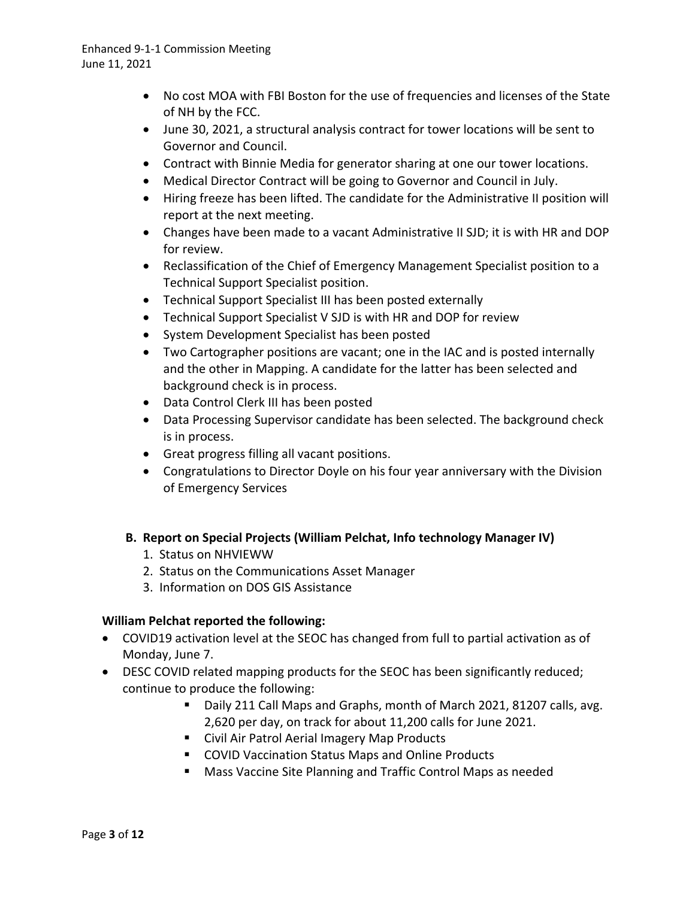- No cost MOA with FBI Boston for the use of frequencies and licenses of the State of NH by the FCC.
- June 30, 2021, a structural analysis contract for tower locations will be sent to Governor and Council.
- Contract with Binnie Media for generator sharing at one our tower locations.
- Medical Director Contract will be going to Governor and Council in July.
- Hiring freeze has been lifted. The candidate for the Administrative II position will report at the next meeting.
- Changes have been made to a vacant Administrative II SJD; it is with HR and DOP for review.
- Reclassification of the Chief of Emergency Management Specialist position to a Technical Support Specialist position.
- Technical Support Specialist III has been posted externally
- Technical Support Specialist V SJD is with HR and DOP for review
- System Development Specialist has been posted
- Two Cartographer positions are vacant; one in the IAC and is posted internally and the other in Mapping. A candidate for the latter has been selected and background check is in process.
- Data Control Clerk III has been posted
- Data Processing Supervisor candidate has been selected. The background check is in process.
- Great progress filling all vacant positions.
- Congratulations to Director Doyle on his four year anniversary with the Division of Emergency Services

### B. Report on Special Projects (William Pelchat, Info technology Manager IV)

1. Status on NHVIEWW
2. Status on the Communications Asset Manager
3. Information on DOS GIS Assistance

**William Pelchat reported the following:**

- COVID19 activation level at the SEOC has changed from full to partial activation as of Monday, June 7.
- DESC COVID related mapping products for the SEOC has been significantly reduced; continue to produce the following:
    - Daily 211 Call Maps and Graphs, month of March 2021, 81207 calls, avg. 2,620 per day, on track for about 11,200 calls for June 2021.
    - Civil Air Patrol Aerial Imagery Map Products
    - COVID Vaccination Status Maps and Online Products
    - Mass Vaccine Site Planning and Traffic Control Maps as needed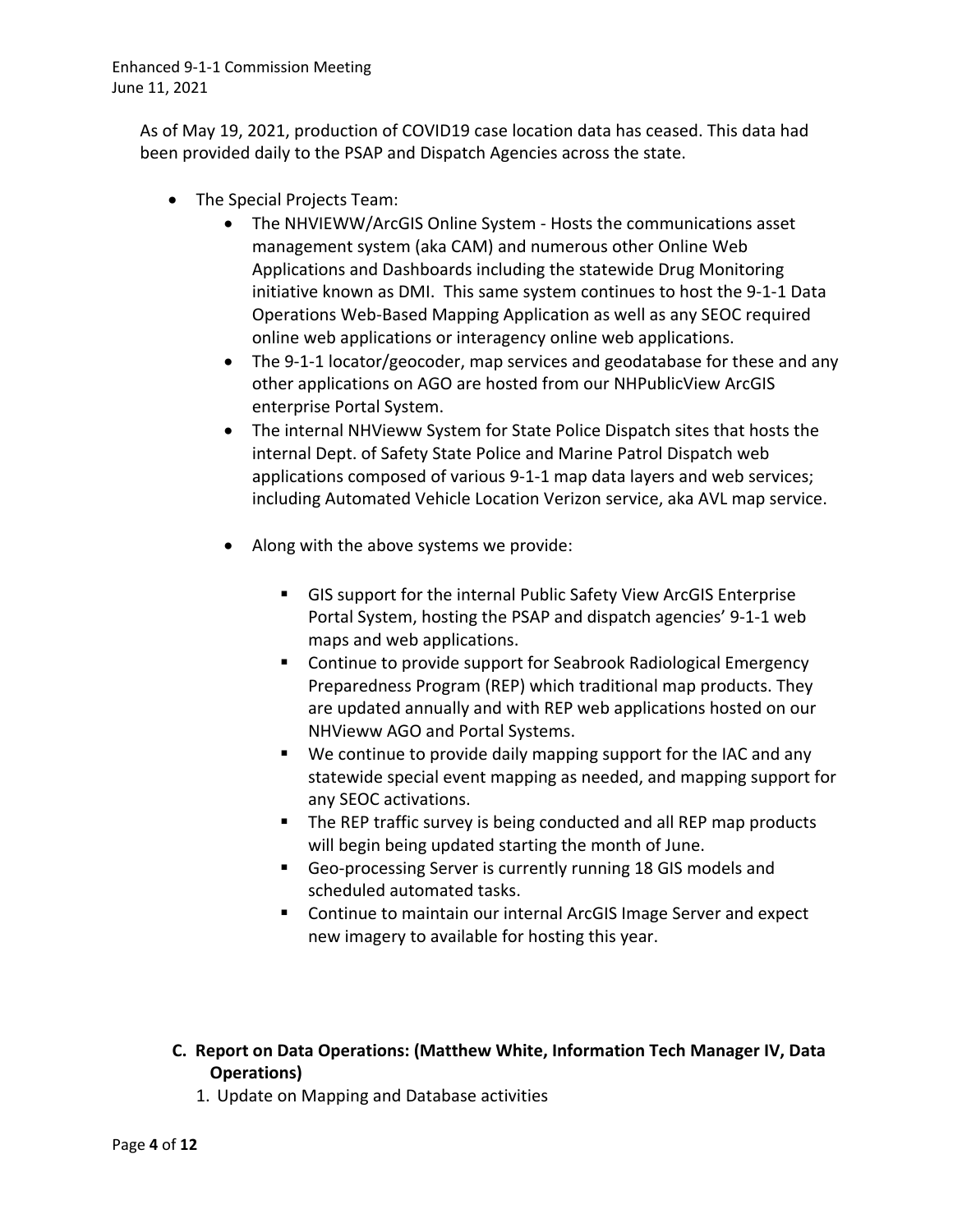As of May 19, 2021, production of COVID19 case location data has ceased. This data had been provided daily to the PSAP and Dispatch Agencies across the state.

- The Special Projects Team:
  - The NHVIEWW/ArcGIS Online System - Hosts the communications asset management system (aka CAM) and numerous other Online Web Applications and Dashboards including the statewide Drug Monitoring initiative known as DMI. This same system continues to host the 9-1-1 Data Operations Web-Based Mapping Application as well as any SEOC required online web applications or interagency online web applications.
  - The 9-1-1 locator/geocoder, map services and geodatabase for these and any other applications on AGO are hosted from our NHPublicView ArcGIS enterprise Portal System.
  - The internal NHVieww System for State Police Dispatch sites that hosts the internal Dept. of Safety State Police and Marine Patrol Dispatch web applications composed of various 9-1-1 map data layers and web services; including Automated Vehicle Location Verizon service, aka AVL map service.
  - Along with the above systems we provide:
    - GIS support for the internal Public Safety View ArcGIS Enterprise Portal System, hosting the PSAP and dispatch agencies' 9-1-1 web maps and web applications.
    - Continue to provide support for Seabrook Radiological Emergency Preparedness Program (REP) which traditional map products. They are updated annually and with REP web applications hosted on our NHVieww AGO and Portal Systems.
    - We continue to provide daily mapping support for the IAC and any statewide special event mapping as needed, and mapping support for any SEOC activations.
    - The REP traffic survey is being conducted and all REP map products will begin being updated starting the month of June.
    - Geo-processing Server is currently running 18 GIS models and scheduled automated tasks.
    - Continue to maintain our internal ArcGIS Image Server and expect new imagery to available for hosting this year.

**C. Report on Data Operations: (Matthew White, Information Tech Manager IV, Data Operations)**

1. Update on Mapping and Database activities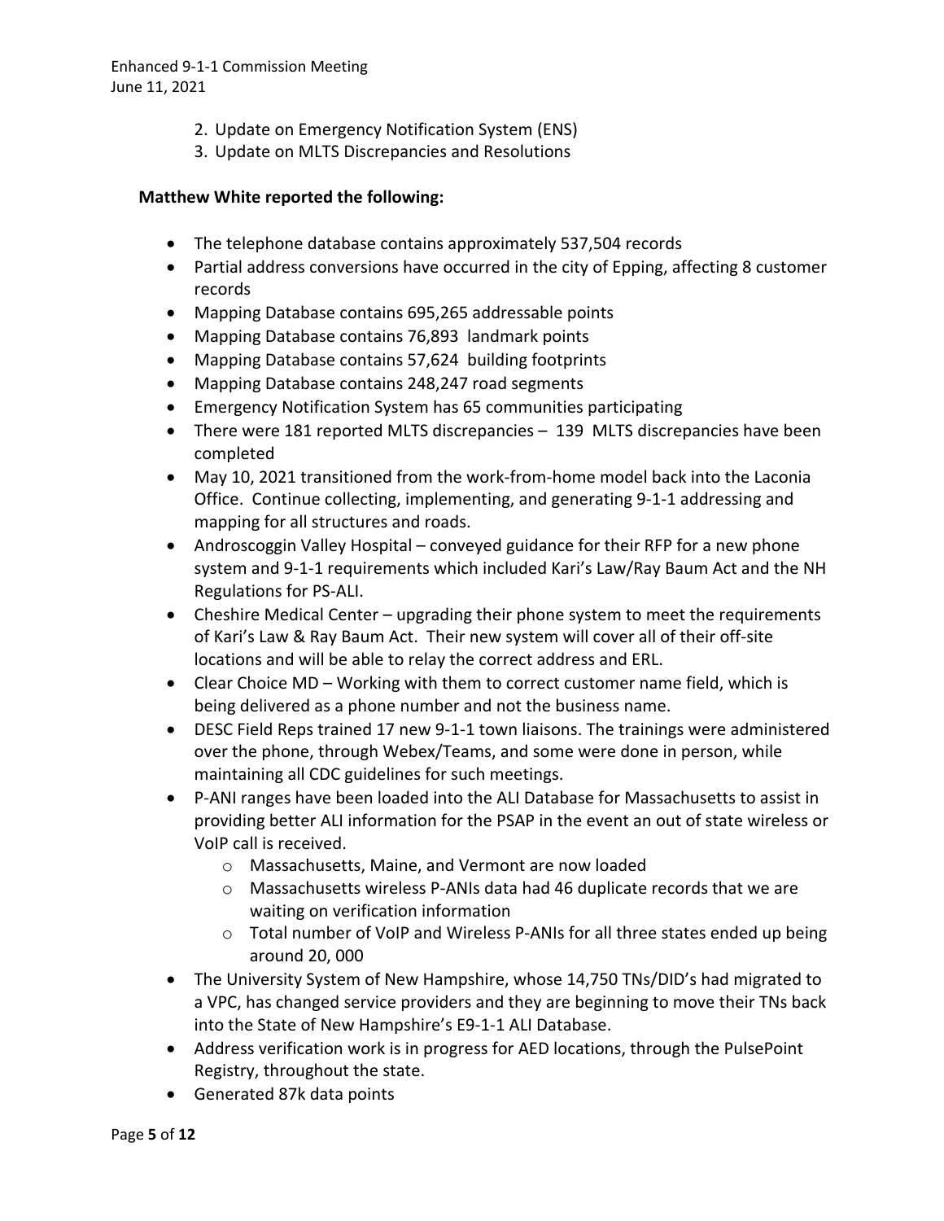2. Update on Emergency Notification System (ENS)
3. Update on MLTS Discrepancies and Resolutions

**Matthew White reported the following:**

- The telephone database contains approximately 537,504 records
- Partial address conversions have occurred in the city of Epping, affecting 8 customer records
- Mapping Database contains 695,265 addressable points
- Mapping Database contains 76,893 landmark points
- Mapping Database contains 57,624 building footprints
- Mapping Database contains 248,247 road segments
- Emergency Notification System has 65 communities participating
- There were 181 reported MLTS discrepancies – 139 MLTS discrepancies have been completed
- May 10, 2021 transitioned from the work-from-home model back into the Laconia Office. Continue collecting, implementing, and generating 9-1-1 addressing and mapping for all structures and roads.
- Androscoggin Valley Hospital – conveyed guidance for their RFP for a new phone system and 9-1-1 requirements which included Kari's Law/Ray Baum Act and the NH Regulations for PS-ALI.
- Cheshire Medical Center – upgrading their phone system to meet the requirements of Kari's Law & Ray Baum Act. Their new system will cover all of their off-site locations and will be able to relay the correct address and ERL.
- Clear Choice MD – Working with them to correct customer name field, which is being delivered as a phone number and not the business name.
- DESC Field Reps trained 17 new 9-1-1 town liaisons. The trainings were administered over the phone, through Webex/Teams, and some were done in person, while maintaining all CDC guidelines for such meetings.
- P-ANI ranges have been loaded into the ALI Database for Massachusetts to assist in providing better ALI information for the PSAP in the event an out of state wireless or VoIP call is received.
  - Massachusetts, Maine, and Vermont are now loaded
  - Massachusetts wireless P-ANIs data had 46 duplicate records that we are waiting on verification information
  - Total number of VoIP and Wireless P-ANIs for all three states ended up being around 20, 000
- The University System of New Hampshire, whose 14,750 TNs/DID's had migrated to a VPC, has changed service providers and they are beginning to move their TNs back into the State of New Hampshire's E9-1-1 ALI Database.
- Address verification work is in progress for AED locations, through the PulsePoint Registry, throughout the state.
- Generated 87k data points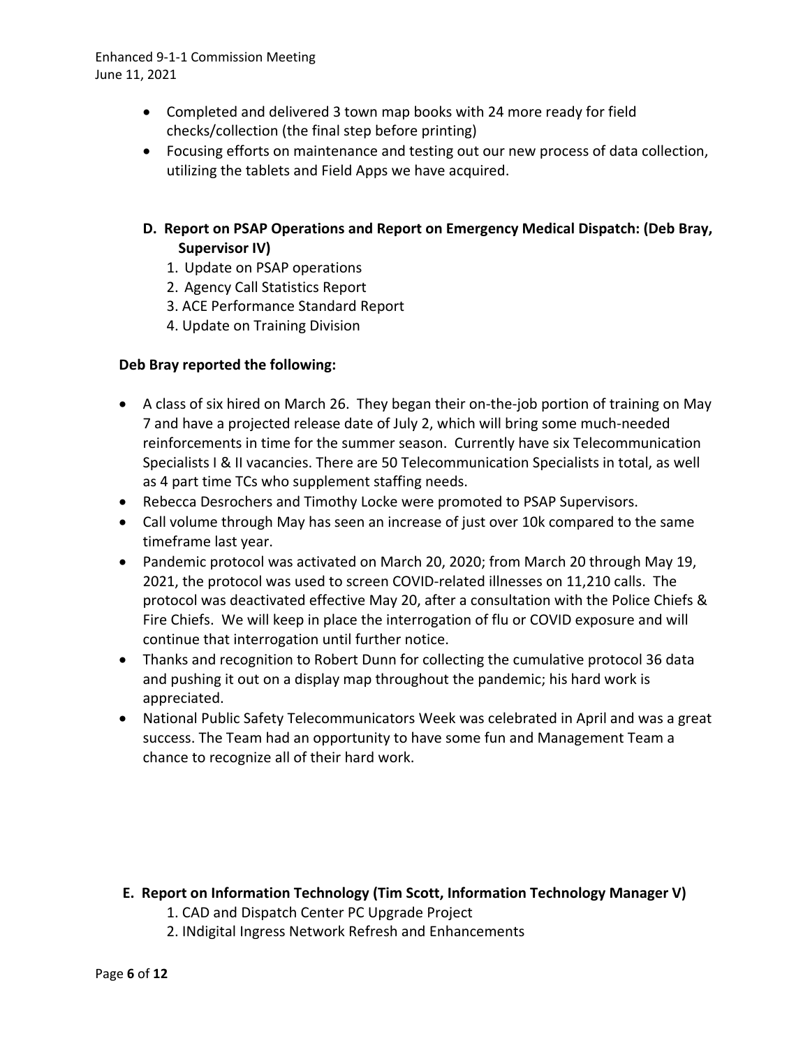- Completed and delivered 3 town map books with 24 more ready for field checks/collection (the final step before printing)
- Focusing efforts on maintenance and testing out our new process of data collection, utilizing the tablets and Field Apps we have acquired.

### D. Report on PSAP Operations and Report on Emergency Medical Dispatch: (Deb Bray, Supervisor IV)

1. Update on PSAP operations
2. Agency Call Statistics Report
3. ACE Performance Standard Report
4. Update on Training Division

**Deb Bray reported the following:**

- A class of six hired on March 26. They began their on-the-job portion of training on May 7 and have a projected release date of July 2, which will bring some much-needed reinforcements in time for the summer season. Currently have six Telecommunication Specialists I & II vacancies. There are 50 Telecommunication Specialists in total, as well as 4 part time TCs who supplement staffing needs.
- Rebecca Desrochers and Timothy Locke were promoted to PSAP Supervisors.
- Call volume through May has seen an increase of just over 10k compared to the same timeframe last year.
- Pandemic protocol was activated on March 20, 2020; from March 20 through May 19, 2021, the protocol was used to screen COVID-related illnesses on 11,210 calls. The protocol was deactivated effective May 20, after a consultation with the Police Chiefs & Fire Chiefs. We will keep in place the interrogation of flu or COVID exposure and will continue that interrogation until further notice.
- Thanks and recognition to Robert Dunn for collecting the cumulative protocol 36 data and pushing it out on a display map throughout the pandemic; his hard work is appreciated.
- National Public Safety Telecommunicators Week was celebrated in April and was a great success. The Team had an opportunity to have some fun and Management Team a chance to recognize all of their hard work.

### E. Report on Information Technology (Tim Scott, Information Technology Manager V)

1. CAD and Dispatch Center PC Upgrade Project
2. INdigital Ingress Network Refresh and Enhancements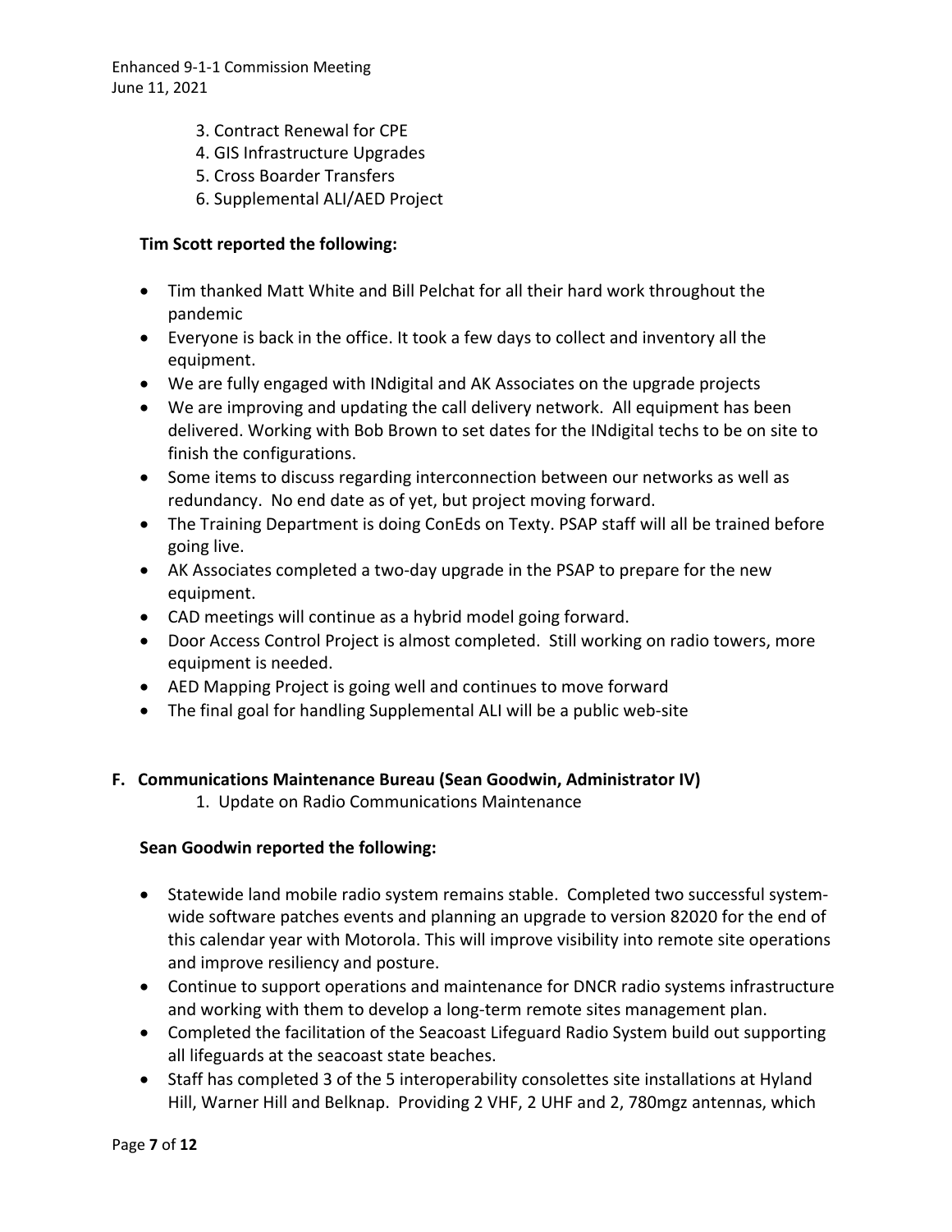3. Contract Renewal for CPE
4. GIS Infrastructure Upgrades
5. Cross Boarder Transfers
6. Supplemental ALI/AED Project

**Tim Scott reported the following:**

- Tim thanked Matt White and Bill Pelchat for all their hard work throughout the pandemic
- Everyone is back in the office. It took a few days to collect and inventory all the equipment.
- We are fully engaged with INdigital and AK Associates on the upgrade projects
- We are improving and updating the call delivery network. All equipment has been delivered. Working with Bob Brown to set dates for the INdigital techs to be on site to finish the configurations.
- Some items to discuss regarding interconnection between our networks as well as redundancy. No end date as of yet, but project moving forward.
- The Training Department is doing ConEds on Texty. PSAP staff will all be trained before going live.
- AK Associates completed a two-day upgrade in the PSAP to prepare for the new equipment.
- CAD meetings will continue as a hybrid model going forward.
- Door Access Control Project is almost completed. Still working on radio towers, more equipment is needed.
- AED Mapping Project is going well and continues to move forward
- The final goal for handling Supplemental ALI will be a public web-site

**F. Communications Maintenance Bureau (Sean Goodwin, Administrator IV)**

1. Update on Radio Communications Maintenance

**Sean Goodwin reported the following:**

- Statewide land mobile radio system remains stable. Completed two successful system-wide software patches events and planning an upgrade to version 82020 for the end of this calendar year with Motorola. This will improve visibility into remote site operations and improve resiliency and posture.
- Continue to support operations and maintenance for DNCR radio systems infrastructure and working with them to develop a long-term remote sites management plan.
- Completed the facilitation of the Seacoast Lifeguard Radio System build out supporting all lifeguards at the seacoast state beaches.
- Staff has completed 3 of the 5 interoperability consolettes site installations at Hyland Hill, Warner Hill and Belknap. Providing 2 VHF, 2 UHF and 2, 780mgz antennas, which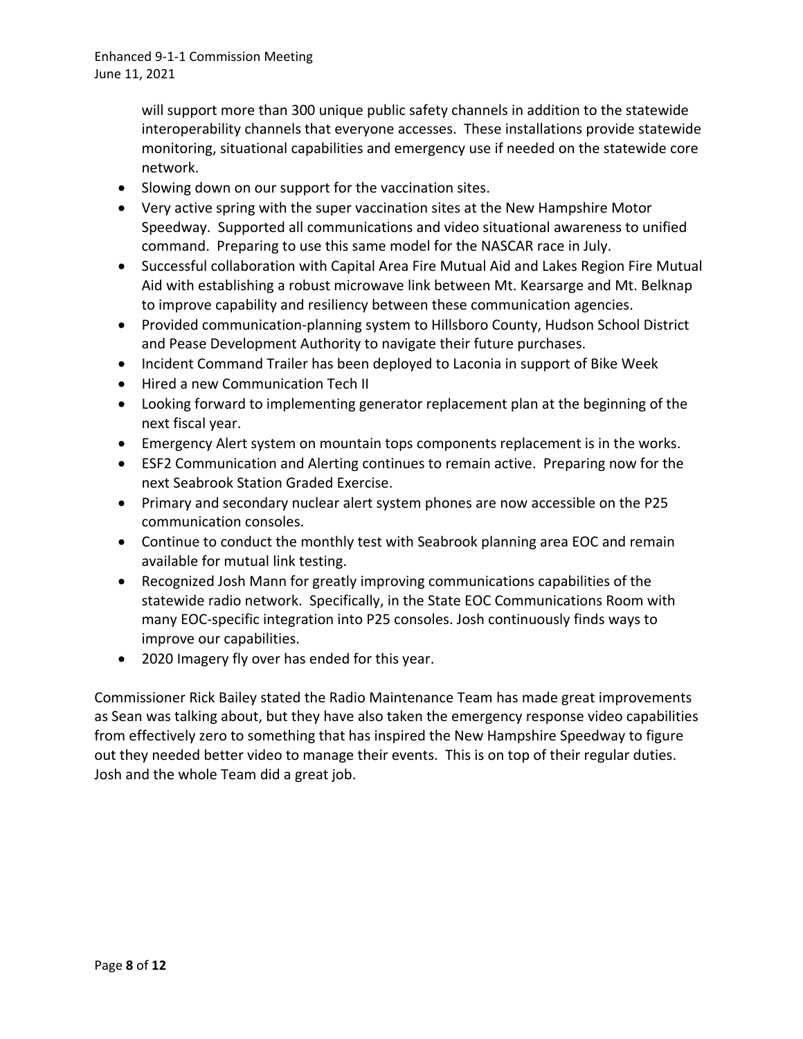will support more than 300 unique public safety channels in addition to the statewide interoperability channels that everyone accesses. These installations provide statewide monitoring, situational capabilities and emergency use if needed on the statewide core network.

- Slowing down on our support for the vaccination sites.
- Very active spring with the super vaccination sites at the New Hampshire Motor Speedway. Supported all communications and video situational awareness to unified command. Preparing to use this same model for the NASCAR race in July.
- Successful collaboration with Capital Area Fire Mutual Aid and Lakes Region Fire Mutual Aid with establishing a robust microwave link between Mt. Kearsarge and Mt. Belknap to improve capability and resiliency between these communication agencies.
- Provided communication-planning system to Hillsboro County, Hudson School District and Pease Development Authority to navigate their future purchases.
- Incident Command Trailer has been deployed to Laconia in support of Bike Week
- Hired a new Communication Tech II
- Looking forward to implementing generator replacement plan at the beginning of the next fiscal year.
- Emergency Alert system on mountain tops components replacement is in the works.
- ESF2 Communication and Alerting continues to remain active. Preparing now for the next Seabrook Station Graded Exercise.
- Primary and secondary nuclear alert system phones are now accessible on the P25 communication consoles.
- Continue to conduct the monthly test with Seabrook planning area EOC and remain available for mutual link testing.
- Recognized Josh Mann for greatly improving communications capabilities of the statewide radio network. Specifically, in the State EOC Communications Room with many EOC-specific integration into P25 consoles. Josh continuously finds ways to improve our capabilities.
- 2020 Imagery fly over has ended for this year.

Commissioner Rick Bailey stated the Radio Maintenance Team has made great improvements as Sean was talking about, but they have also taken the emergency response video capabilities from effectively zero to something that has inspired the New Hampshire Speedway to figure out they needed better video to manage their events. This is on top of their regular duties. Josh and the whole Team did a great job.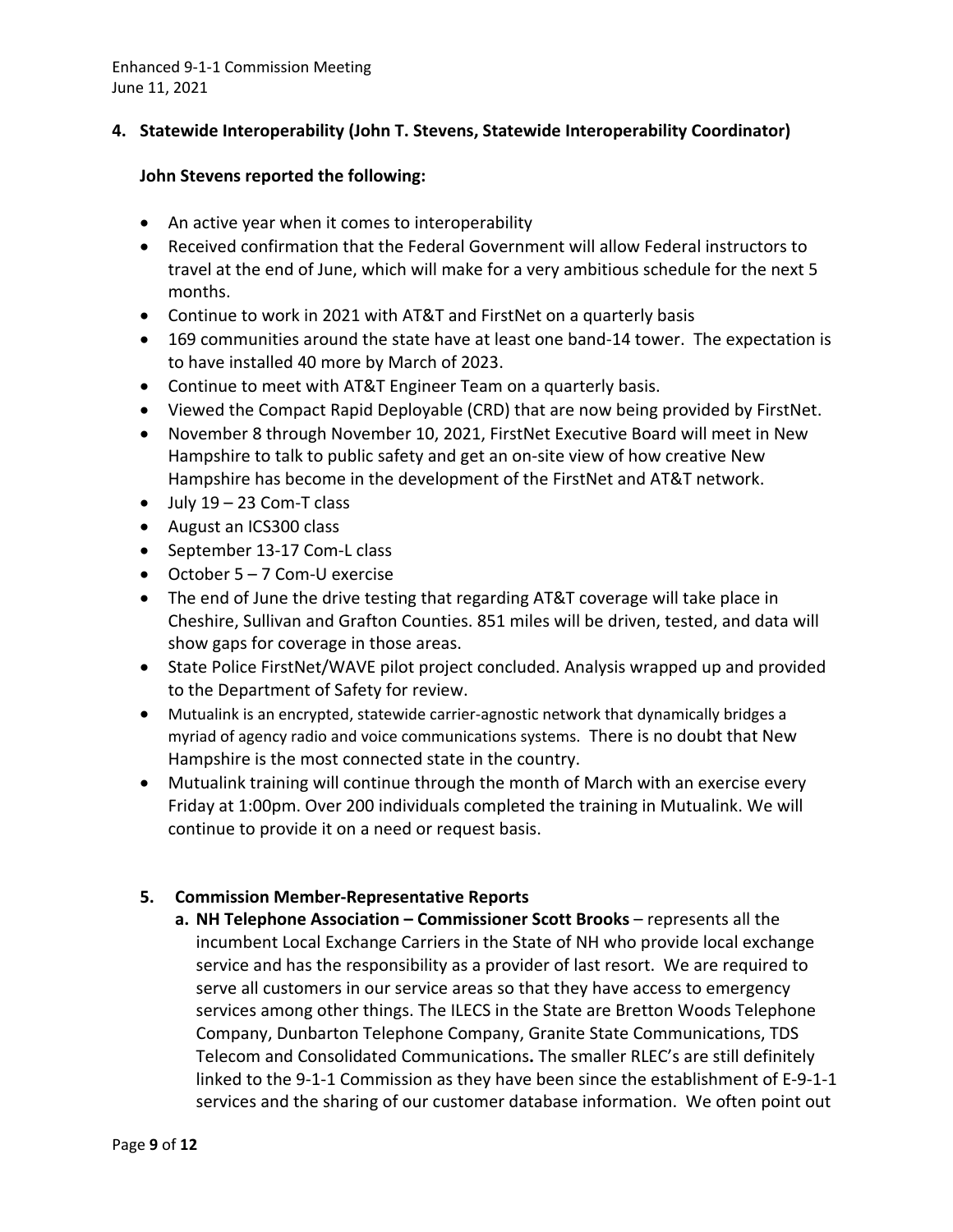**4. Statewide Interoperability (John T. Stevens, Statewide Interoperability Coordinator)**

**John Stevens reported the following:**

- An active year when it comes to interoperability
- Received confirmation that the Federal Government will allow Federal instructors to travel at the end of June, which will make for a very ambitious schedule for the next 5 months.
- Continue to work in 2021 with AT&T and FirstNet on a quarterly basis
- 169 communities around the state have at least one band-14 tower. The expectation is to have installed 40 more by March of 2023.
- Continue to meet with AT&T Engineer Team on a quarterly basis.
- Viewed the Compact Rapid Deployable (CRD) that are now being provided by FirstNet.
- November 8 through November 10, 2021, FirstNet Executive Board will meet in New Hampshire to talk to public safety and get an on-site view of how creative New Hampshire has become in the development of the FirstNet and AT&T network.
- July 19 – 23 Com-T class
- August an ICS300 class
- September 13-17 Com-L class
- October 5 – 7 Com-U exercise
- The end of June the drive testing that regarding AT&T coverage will take place in Cheshire, Sullivan and Grafton Counties. 851 miles will be driven, tested, and data will show gaps for coverage in those areas.
- State Police FirstNet/WAVE pilot project concluded. Analysis wrapped up and provided to the Department of Safety for review.
- Mutualink is an encrypted, statewide carrier-agnostic network that dynamically bridges a myriad of agency radio and voice communications systems. There is no doubt that New Hampshire is the most connected state in the country.
- Mutualink training will continue through the month of March with an exercise every Friday at 1:00pm. Over 200 individuals completed the training in Mutualink. We will continue to provide it on a need or request basis.

**5. Commission Member-Representative Reports**

**a. NH Telephone Association – Commissioner Scott Brooks** – represents all the incumbent Local Exchange Carriers in the State of NH who provide local exchange service and has the responsibility as a provider of last resort. We are required to serve all customers in our service areas so that they have access to emergency services among other things. The ILECS in the State are Bretton Woods Telephone Company, Dunbarton Telephone Company, Granite State Communications, TDS Telecom and Consolidated Communications**.** The smaller RLEC's are still definitely linked to the 9-1-1 Commission as they have been since the establishment of E-9-1-1 services and the sharing of our customer database information. We often point out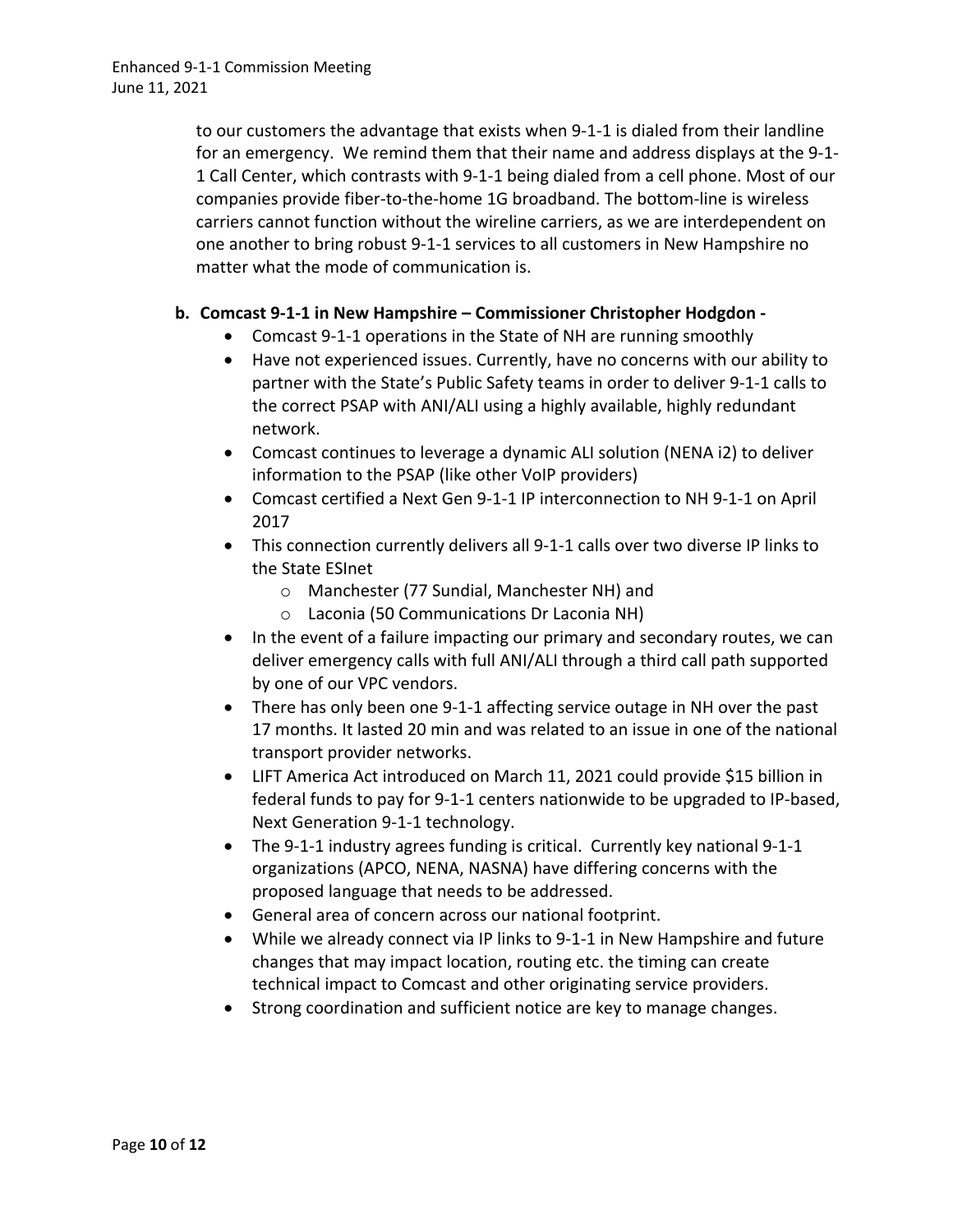to our customers the advantage that exists when 9-1-1 is dialed from their landline for an emergency. We remind them that their name and address displays at the 9-1-1 Call Center, which contrasts with 9-1-1 being dialed from a cell phone. Most of our companies provide fiber-to-the-home 1G broadband. The bottom-line is wireless carriers cannot function without the wireline carriers, as we are interdependent on one another to bring robust 9-1-1 services to all customers in New Hampshire no matter what the mode of communication is.

**b. Comcast 9-1-1 in New Hampshire – Commissioner Christopher Hodgdon -**

- Comcast 9-1-1 operations in the State of NH are running smoothly
- Have not experienced issues. Currently, have no concerns with our ability to partner with the State's Public Safety teams in order to deliver 9-1-1 calls to the correct PSAP with ANI/ALI using a highly available, highly redundant network.
- Comcast continues to leverage a dynamic ALI solution (NENA i2) to deliver information to the PSAP (like other VoIP providers)
- Comcast certified a Next Gen 9-1-1 IP interconnection to NH 9-1-1 on April 2017
- This connection currently delivers all 9-1-1 calls over two diverse IP links to the State ESInet
    - Manchester (77 Sundial, Manchester NH) and
    - Laconia (50 Communications Dr Laconia NH)
- In the event of a failure impacting our primary and secondary routes, we can deliver emergency calls with full ANI/ALI through a third call path supported by one of our VPC vendors.
- There has only been one 9-1-1 affecting service outage in NH over the past 17 months. It lasted 20 min and was related to an issue in one of the national transport provider networks.
- LIFT America Act introduced on March 11, 2021 could provide $15 billion in federal funds to pay for 9-1-1 centers nationwide to be upgraded to IP-based, Next Generation 9-1-1 technology.
- The 9-1-1 industry agrees funding is critical. Currently key national 9-1-1 organizations (APCO, NENA, NASNA) have differing concerns with the proposed language that needs to be addressed.
- General area of concern across our national footprint.
- While we already connect via IP links to 9-1-1 in New Hampshire and future changes that may impact location, routing etc. the timing can create technical impact to Comcast and other originating service providers.
- Strong coordination and sufficient notice are key to manage changes.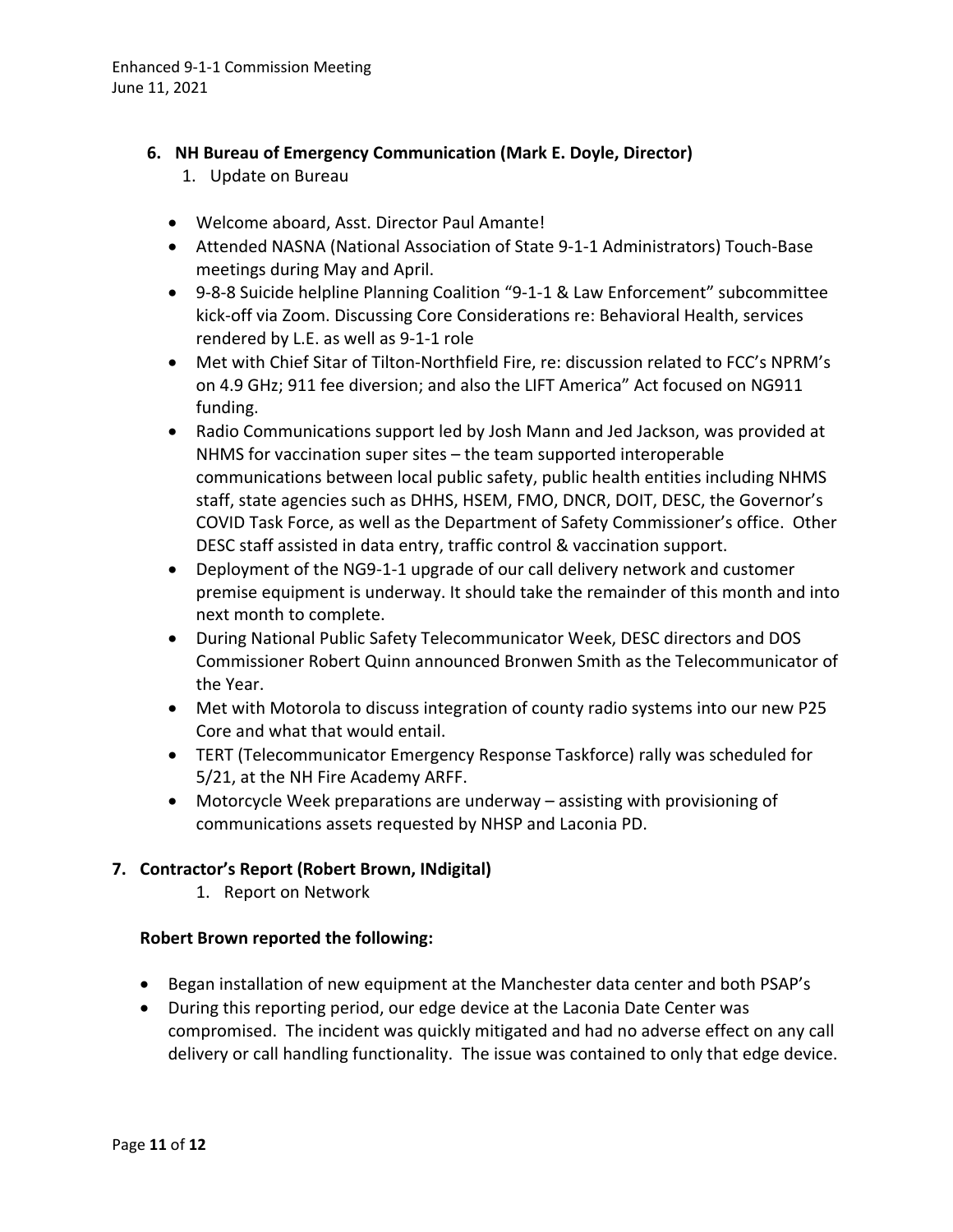### 6. NH Bureau of Emergency Communication (Mark E. Doyle, Director)

1. Update on Bureau

- Welcome aboard, Asst. Director Paul Amante!
- Attended NASNA (National Association of State 9-1-1 Administrators) Touch-Base meetings during May and April.
- 9-8-8 Suicide helpline Planning Coalition "9-1-1 & Law Enforcement" subcommittee kick-off via Zoom. Discussing Core Considerations re: Behavioral Health, services rendered by L.E. as well as 9-1-1 role
- Met with Chief Sitar of Tilton-Northfield Fire, re: discussion related to FCC's NPRM's on 4.9 GHz; 911 fee diversion; and also the LIFT America" Act focused on NG911 funding.
- Radio Communications support led by Josh Mann and Jed Jackson, was provided at NHMS for vaccination super sites – the team supported interoperable communications between local public safety, public health entities including NHMS staff, state agencies such as DHHS, HSEM, FMO, DNCR, DOIT, DESC, the Governor's COVID Task Force, as well as the Department of Safety Commissioner's office. Other DESC staff assisted in data entry, traffic control & vaccination support.
- Deployment of the NG9-1-1 upgrade of our call delivery network and customer premise equipment is underway. It should take the remainder of this month and into next month to complete.
- During National Public Safety Telecommunicator Week, DESC directors and DOS Commissioner Robert Quinn announced Bronwen Smith as the Telecommunicator of the Year.
- Met with Motorola to discuss integration of county radio systems into our new P25 Core and what that would entail.
- TERT (Telecommunicator Emergency Response Taskforce) rally was scheduled for 5/21, at the NH Fire Academy ARFF.
- Motorcycle Week preparations are underway – assisting with provisioning of communications assets requested by NHSP and Laconia PD.

### 7. Contractor's Report (Robert Brown, INdigital)

1. Report on Network

**Robert Brown reported the following:**

- Began installation of new equipment at the Manchester data center and both PSAP's
- During this reporting period, our edge device at the Laconia Date Center was compromised. The incident was quickly mitigated and had no adverse effect on any call delivery or call handling functionality. The issue was contained to only that edge device.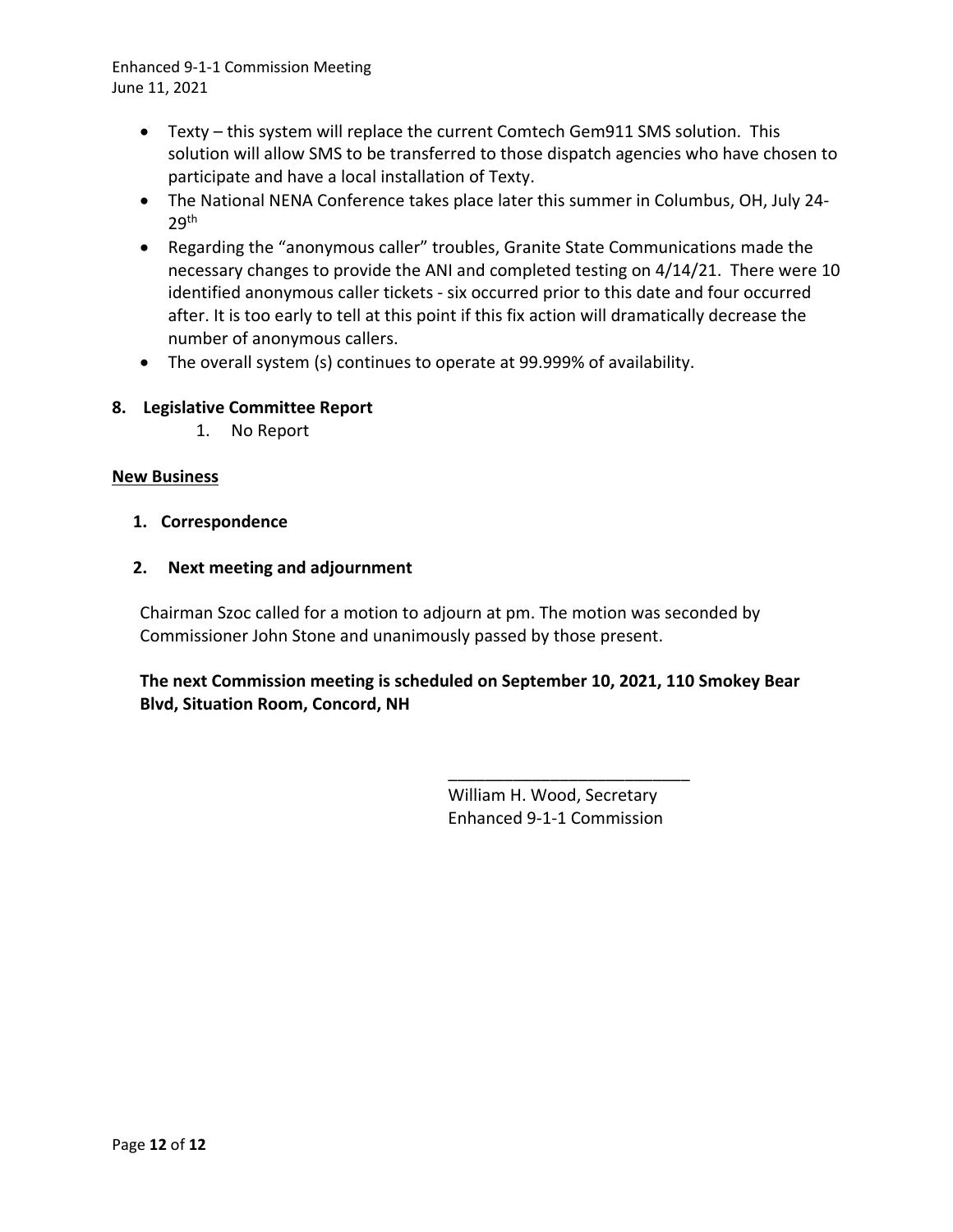- Texty – this system will replace the current Comtech Gem911 SMS solution. This solution will allow SMS to be transferred to those dispatch agencies who have chosen to participate and have a local installation of Texty.
- The National NENA Conference takes place later this summer in Columbus, OH, July 24-29th
- Regarding the "anonymous caller" troubles, Granite State Communications made the necessary changes to provide the ANI and completed testing on 4/14/21. There were 10 identified anonymous caller tickets - six occurred prior to this date and four occurred after. It is too early to tell at this point if this fix action will dramatically decrease the number of anonymous callers.
- The overall system (s) continues to operate at 99.999% of availability.

## 8. Legislative Committee Report

1. No Report

## New Business

### 1. Correspondence

### 2. Next meeting and adjournment

Chairman Szoc called for a motion to adjourn at pm. The motion was seconded by Commissioner John Stone and unanimously passed by those present.

**The next Commission meeting is scheduled on September 10, 2021, 110 Smokey Bear Blvd, Situation Room, Concord, NH**

___________________________
William H. Wood, Secretary
Enhanced 9-1-1 Commission